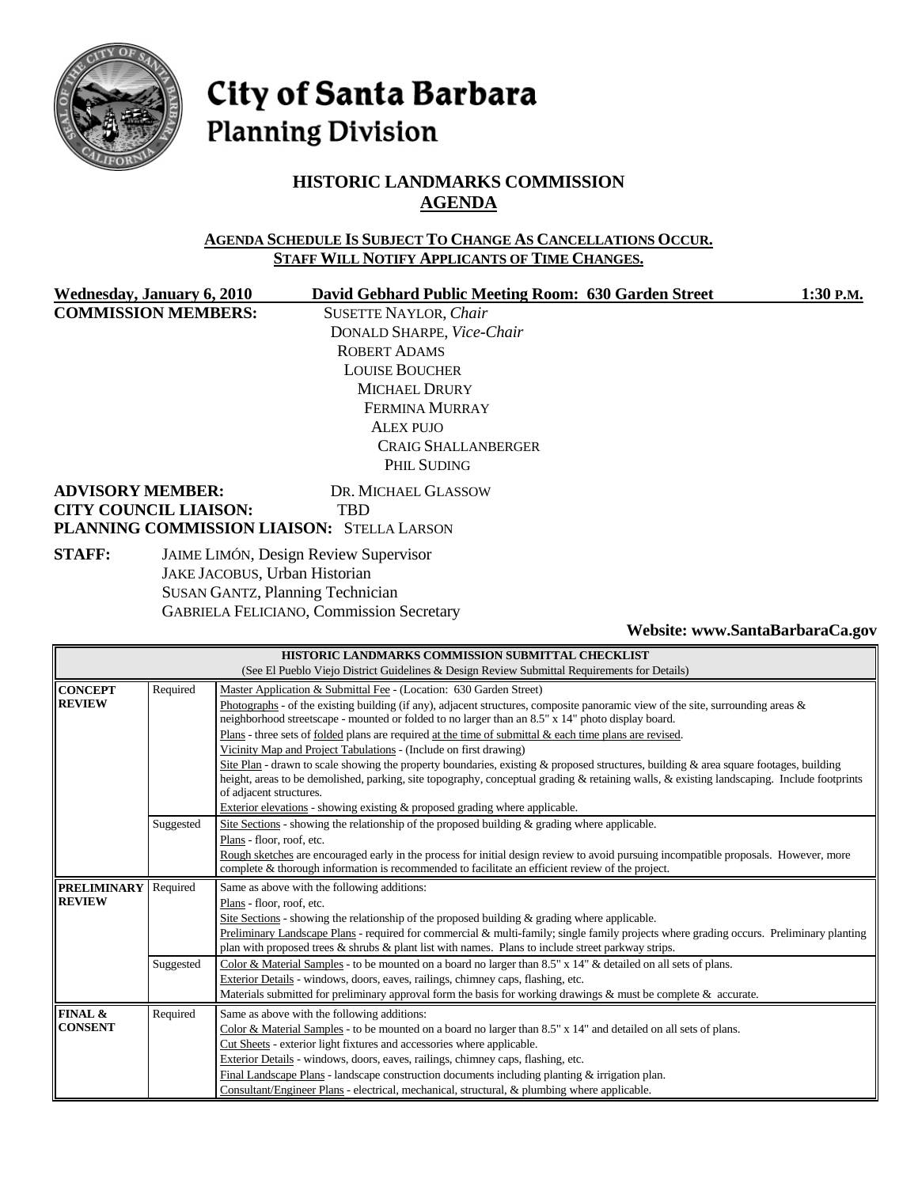# City of Santa Barbara
## Planning Division

### HISTORIC LANDMARKS COMMISSION
### AGENDA

**AGENDA SCHEDULE IS SUBJECT TO CHANGE AS CANCELLATIONS OCCUR.**
**STAFF WILL NOTIFY APPLICANTS OF TIME CHANGES.**

**Wednesday, January 6, 2010** **David Gebhard Public Meeting Room: 630 Garden Street** **1:30 P.M.**

**COMMISSION MEMBERS:**
SUSETTE NAYLOR, *Chair*
DONALD SHARPE, *Vice-Chair*
ROBERT ADAMS
LOUISE BOUCHER
MICHAEL DRURY
FERMINA MURRAY
ALEX PUJO
CRAIG SHALLANBERGER
PHIL SUDING

**ADVISORY MEMBER:** DR. MICHAEL GLASSOW
**CITY COUNCIL LIAISON:** TBD
**PLANNING COMMISSION LIAISON:** STELLA LARSON

**STAFF:**
JAIME LIMÓN, Design Review Supervisor
JAKE JACOBUS, Urban Historian
SUSAN GANTZ, Planning Technician
GABRIELA FELICIANO, Commission Secretary

**Website: www.SantaBarbaraCa.gov**

| HISTORIC LANDMARKS COMMISSION SUBMITTAL CHECKLIST (See El Pueblo Viejo District Guidelines & Design Review Submittal Requirements for Details) | | |
|---|---|---|
| **CONCEPT REVIEW** | Required | Master Application & Submittal Fee - (Location: 630 Garden Street)<br>Photographs - of the existing building (if any), adjacent structures, composite panoramic view of the site, surrounding areas & neighborhood streetscape - mounted or folded to no larger than an 8.5" x 14" photo display board.<br>Plans - three sets of folded plans are required at the time of submittal & each time plans are revised.<br>Vicinity Map and Project Tabulations - (Include on first drawing)<br>Site Plan - drawn to scale showing the property boundaries, existing & proposed structures, building & area square footages, building height, areas to be demolished, parking, site topography, conceptual grading & retaining walls, & existing landscaping. Include footprints of adjacent structures.<br>Exterior elevations - showing existing & proposed grading where applicable. |
| | Suggested | Site Sections - showing the relationship of the proposed building & grading where applicable.<br>Plans - floor, roof, etc.<br>Rough sketches are encouraged early in the process for initial design review to avoid pursuing incompatible proposals. However, more complete & thorough information is recommended to facilitate an efficient review of the project. |
| **PRELIMINARY REVIEW** | Required | Same as above with the following additions:<br>Plans - floor, roof, etc.<br>Site Sections - showing the relationship of the proposed building & grading where applicable.<br>Preliminary Landscape Plans - required for commercial & multi-family; single family projects where grading occurs. Preliminary planting plan with proposed trees & shrubs & plant list with names. Plans to include street parkway strips. |
| | Suggested | Color & Material Samples - to be mounted on a board no larger than 8.5" x 14" & detailed on all sets of plans.<br>Exterior Details - windows, doors, eaves, railings, chimney caps, flashing, etc.<br>Materials submitted for preliminary approval form the basis for working drawings & must be complete & accurate. |
| **FINAL & CONSENT** | Required | Same as above with the following additions:<br>Color & Material Samples - to be mounted on a board no larger than 8.5" x 14" and detailed on all sets of plans.<br>Cut Sheets - exterior light fixtures and accessories where applicable.<br>Exterior Details - windows, doors, eaves, railings, chimney caps, flashing, etc.<br>Final Landscape Plans - landscape construction documents including planting & irrigation plan.<br>Consultant/Engineer Plans - electrical, mechanical, structural, & plumbing where applicable. |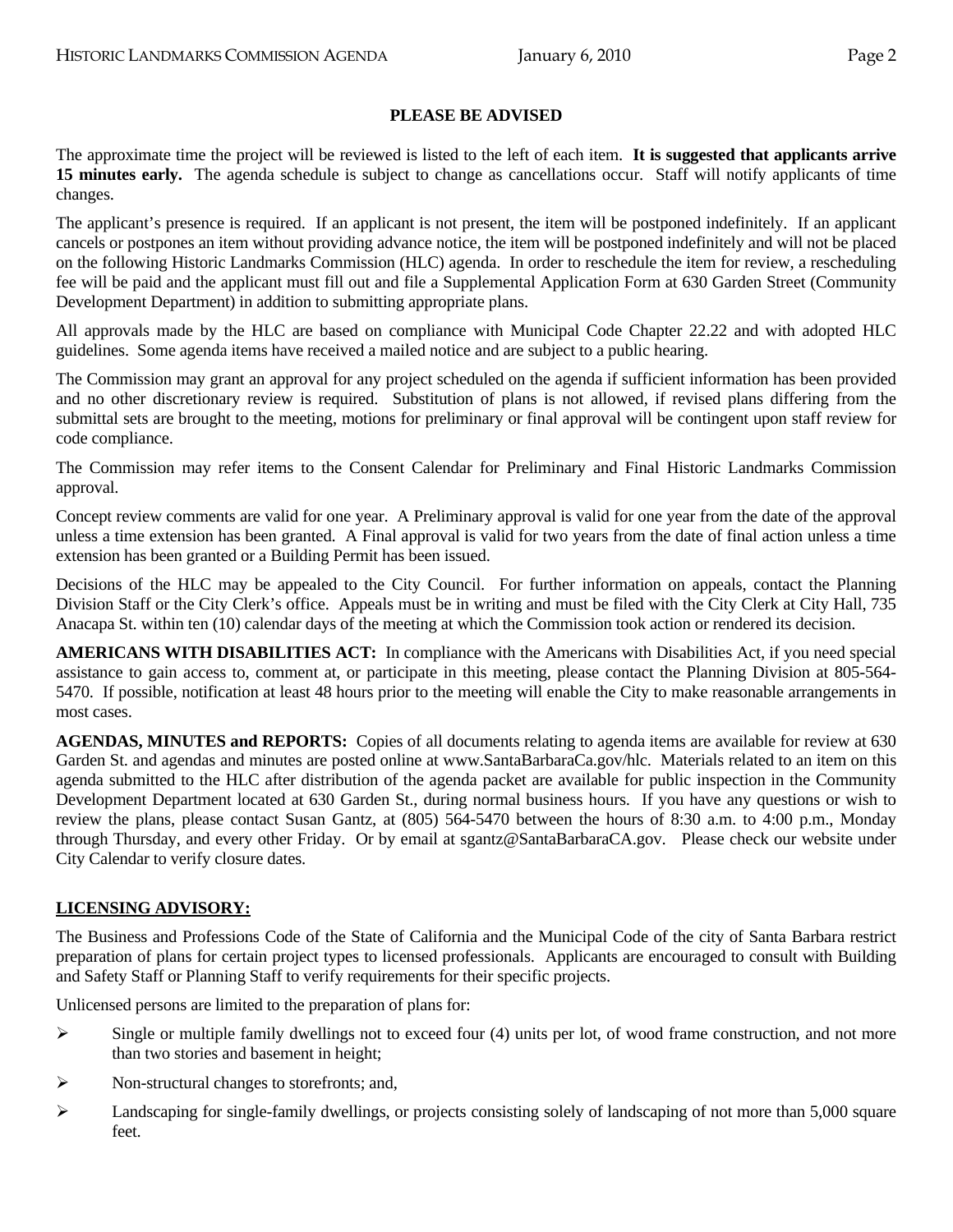## PLEASE BE ADVISED

The approximate time the project will be reviewed is listed to the left of each item. **It is suggested that applicants arrive 15 minutes early.** The agenda schedule is subject to change as cancellations occur. Staff will notify applicants of time changes.

The applicant's presence is required. If an applicant is not present, the item will be postponed indefinitely. If an applicant cancels or postpones an item without providing advance notice, the item will be postponed indefinitely and will not be placed on the following Historic Landmarks Commission (HLC) agenda. In order to reschedule the item for review, a rescheduling fee will be paid and the applicant must fill out and file a Supplemental Application Form at 630 Garden Street (Community Development Department) in addition to submitting appropriate plans.

All approvals made by the HLC are based on compliance with Municipal Code Chapter 22.22 and with adopted HLC guidelines. Some agenda items have received a mailed notice and are subject to a public hearing.

The Commission may grant an approval for any project scheduled on the agenda if sufficient information has been provided and no other discretionary review is required. Substitution of plans is not allowed, if revised plans differing from the submittal sets are brought to the meeting, motions for preliminary or final approval will be contingent upon staff review for code compliance.

The Commission may refer items to the Consent Calendar for Preliminary and Final Historic Landmarks Commission approval.

Concept review comments are valid for one year. A Preliminary approval is valid for one year from the date of the approval unless a time extension has been granted. A Final approval is valid for two years from the date of final action unless a time extension has been granted or a Building Permit has been issued.

Decisions of the HLC may be appealed to the City Council. For further information on appeals, contact the Planning Division Staff or the City Clerk's office. Appeals must be in writing and must be filed with the City Clerk at City Hall, 735 Anacapa St. within ten (10) calendar days of the meeting at which the Commission took action or rendered its decision.

**AMERICANS WITH DISABILITIES ACT:** In compliance with the Americans with Disabilities Act, if you need special assistance to gain access to, comment at, or participate in this meeting, please contact the Planning Division at 805-564-5470. If possible, notification at least 48 hours prior to the meeting will enable the City to make reasonable arrangements in most cases.

**AGENDAS, MINUTES and REPORTS:** Copies of all documents relating to agenda items are available for review at 630 Garden St. and agendas and minutes are posted online at www.SantaBarbaraCa.gov/hlc. Materials related to an item on this agenda submitted to the HLC after distribution of the agenda packet are available for public inspection in the Community Development Department located at 630 Garden St., during normal business hours. If you have any questions or wish to review the plans, please contact Susan Gantz, at (805) 564-5470 between the hours of 8:30 a.m. to 4:00 p.m., Monday through Thursday, and every other Friday. Or by email at sgantz@SantaBarbaraCA.gov. Please check our website under City Calendar to verify closure dates.

## LICENSING ADVISORY:

The Business and Professions Code of the State of California and the Municipal Code of the city of Santa Barbara restrict preparation of plans for certain project types to licensed professionals. Applicants are encouraged to consult with Building and Safety Staff or Planning Staff to verify requirements for their specific projects.

Unlicensed persons are limited to the preparation of plans for:

- Single or multiple family dwellings not to exceed four (4) units per lot, of wood frame construction, and not more than two stories and basement in height;
- Non-structural changes to storefronts; and,
- Landscaping for single-family dwellings, or projects consisting solely of landscaping of not more than 5,000 square feet.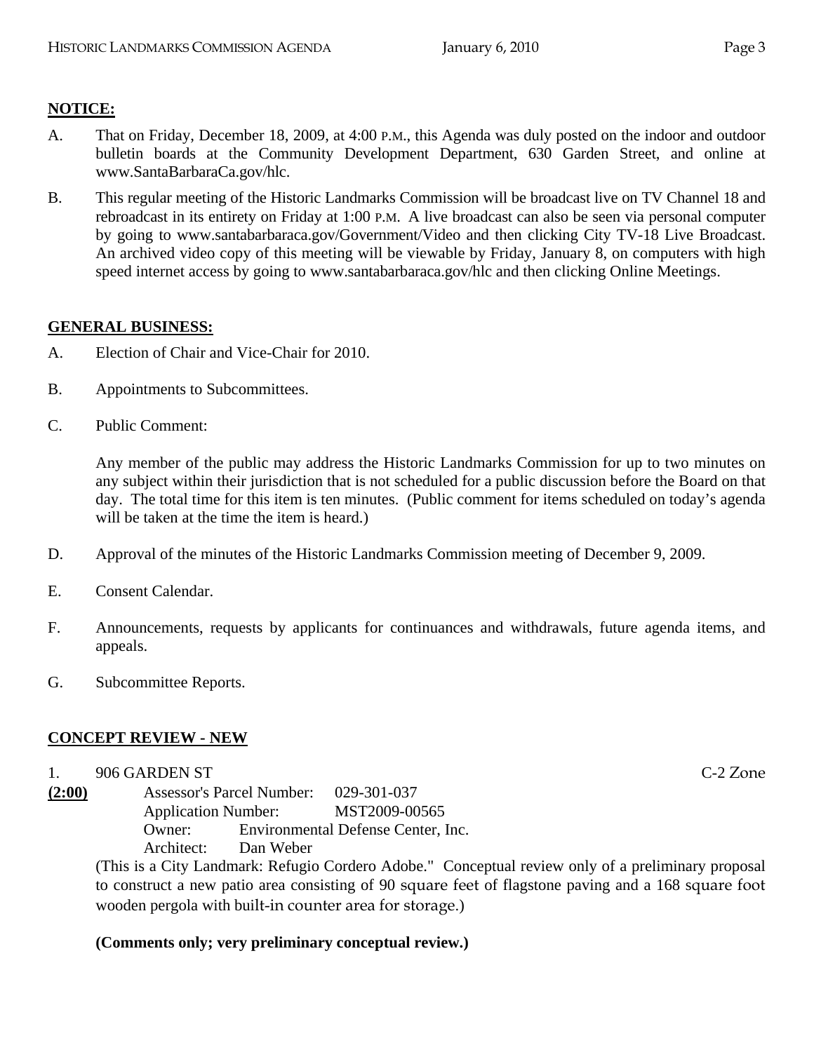**NOTICE:**

A. That on Friday, December 18, 2009, at 4:00 P.M., this Agenda was duly posted on the indoor and outdoor bulletin boards at the Community Development Department, 630 Garden Street, and online at www.SantaBarbaraCa.gov/hlc.

B. This regular meeting of the Historic Landmarks Commission will be broadcast live on TV Channel 18 and rebroadcast in its entirety on Friday at 1:00 P.M. A live broadcast can also be seen via personal computer by going to www.santabarbaraca.gov/Government/Video and then clicking City TV-18 Live Broadcast. An archived video copy of this meeting will be viewable by Friday, January 8, on computers with high speed internet access by going to www.santabarbaraca.gov/hlc and then clicking Online Meetings.

**GENERAL BUSINESS:**

A. Election of Chair and Vice-Chair for 2010.

B. Appointments to Subcommittees.

C. Public Comment:

Any member of the public may address the Historic Landmarks Commission for up to two minutes on any subject within their jurisdiction that is not scheduled for a public discussion before the Board on that day. The total time for this item is ten minutes. (Public comment for items scheduled on today's agenda will be taken at the time the item is heard.)

D. Approval of the minutes of the Historic Landmarks Commission meeting of December 9, 2009.

E. Consent Calendar.

F. Announcements, requests by applicants for continuances and withdrawals, future agenda items, and appeals.

G. Subcommittee Reports.

**CONCEPT REVIEW - NEW**

1. 906 GARDEN ST — C-2 Zone

**(2:00)**
Assessor's Parcel Number: 029-301-037
Application Number: MST2009-00565
Owner: Environmental Defense Center, Inc.
Architect: Dan Weber

(This is a City Landmark: Refugio Cordero Adobe." Conceptual review only of a preliminary proposal to construct a new patio area consisting of 90 square feet of flagstone paving and a 168 square foot wooden pergola with built-in counter area for storage.)

**(Comments only; very preliminary conceptual review.)**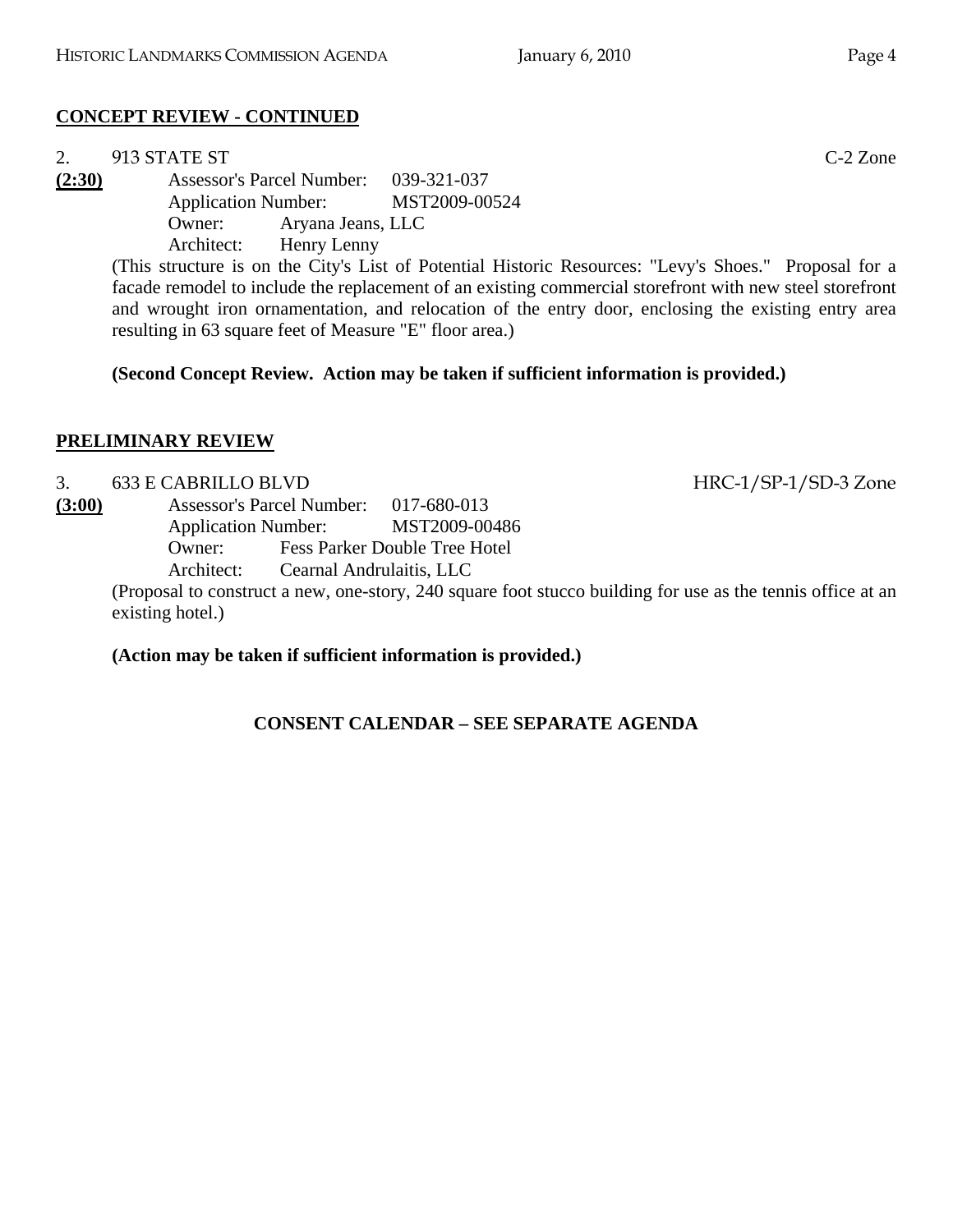## CONCEPT REVIEW - CONTINUED

2. 913 STATE ST C-2 Zone

**(2:30)** Assessor's Parcel Number: 039-321-037
Application Number: MST2009-00524
Owner: Aryana Jeans, LLC
Architect: Henry Lenny

(This structure is on the City's List of Potential Historic Resources: "Levy's Shoes." Proposal for a facade remodel to include the replacement of an existing commercial storefront with new steel storefront and wrought iron ornamentation, and relocation of the entry door, enclosing the existing entry area resulting in 63 square feet of Measure "E" floor area.)

**(Second Concept Review. Action may be taken if sufficient information is provided.)**

## PRELIMINARY REVIEW

3. 633 E CABRILLO BLVD HRC-1/SP-1/SD-3 Zone

**(3:00)** Assessor's Parcel Number: 017-680-013
Application Number: MST2009-00486
Owner: Fess Parker Double Tree Hotel
Architect: Cearnal Andrulaitis, LLC

(Proposal to construct a new, one-story, 240 square foot stucco building for use as the tennis office at an existing hotel.)

**(Action may be taken if sufficient information is provided.)**

**CONSENT CALENDAR – SEE SEPARATE AGENDA**